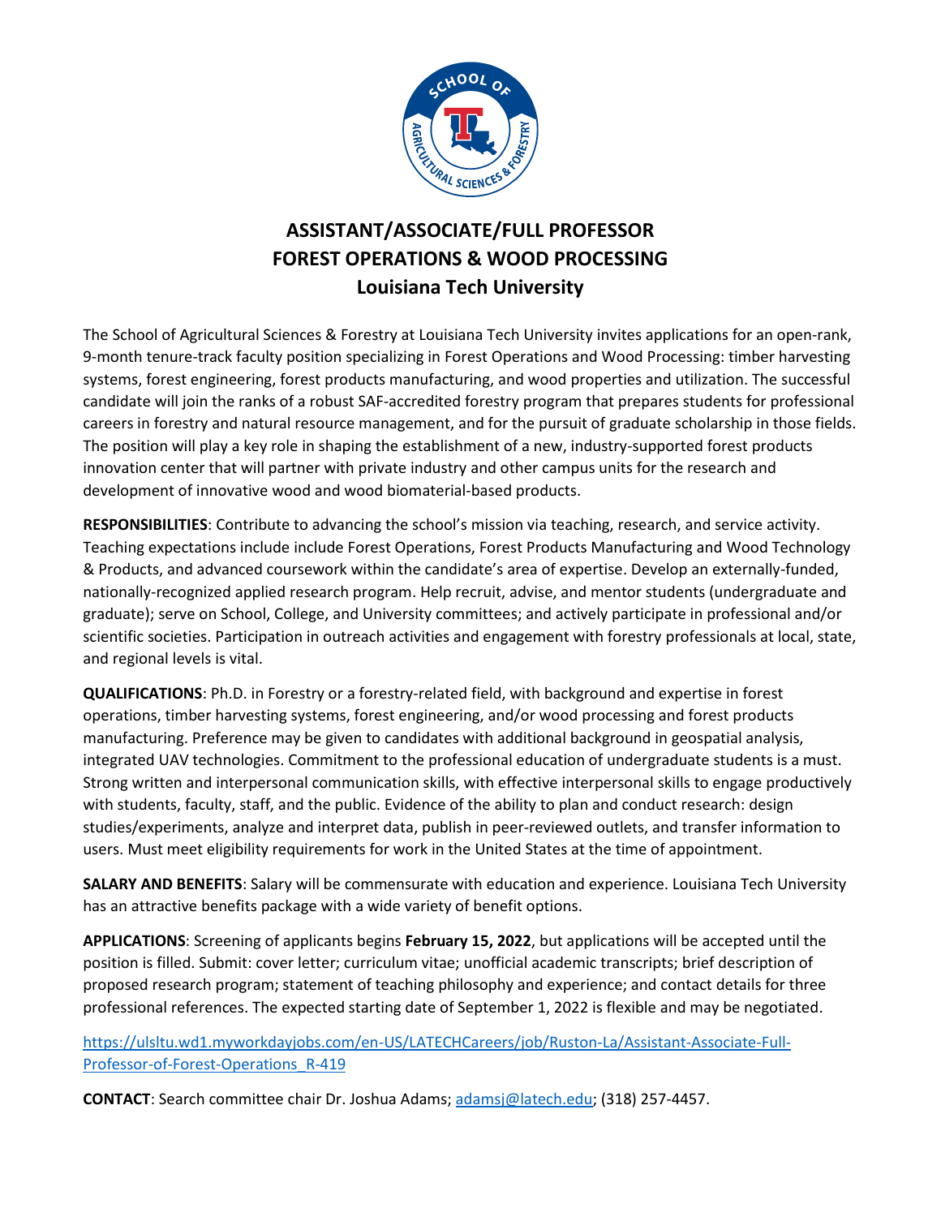# ASSISTANT/ASSOCIATE/FULL PROFESSOR
# FOREST OPERATIONS & WOOD PROCESSING
## Louisiana Tech University

The School of Agricultural Sciences & Forestry at Louisiana Tech University invites applications for an open-rank, 9-month tenure-track faculty position specializing in Forest Operations and Wood Processing: timber harvesting systems, forest engineering, forest products manufacturing, and wood properties and utilization. The successful candidate will join the ranks of a robust SAF-accredited forestry program that prepares students for professional careers in forestry and natural resource management, and for the pursuit of graduate scholarship in those fields. The position will play a key role in shaping the establishment of a new, industry-supported forest products innovation center that will partner with private industry and other campus units for the research and development of innovative wood and wood biomaterial-based products.

**RESPONSIBILITIES**: Contribute to advancing the school's mission via teaching, research, and service activity. Teaching expectations include include Forest Operations, Forest Products Manufacturing and Wood Technology & Products, and advanced coursework within the candidate's area of expertise. Develop an externally-funded, nationally-recognized applied research program. Help recruit, advise, and mentor students (undergraduate and graduate); serve on School, College, and University committees; and actively participate in professional and/or scientific societies. Participation in outreach activities and engagement with forestry professionals at local, state, and regional levels is vital.

**QUALIFICATIONS**: Ph.D. in Forestry or a forestry-related field, with background and expertise in forest operations, timber harvesting systems, forest engineering, and/or wood processing and forest products manufacturing. Preference may be given to candidates with additional background in geospatial analysis, integrated UAV technologies. Commitment to the professional education of undergraduate students is a must. Strong written and interpersonal communication skills, with effective interpersonal skills to engage productively with students, faculty, staff, and the public. Evidence of the ability to plan and conduct research: design studies/experiments, analyze and interpret data, publish in peer-reviewed outlets, and transfer information to users. Must meet eligibility requirements for work in the United States at the time of appointment.

**SALARY AND BENEFITS**: Salary will be commensurate with education and experience. Louisiana Tech University has an attractive benefits package with a wide variety of benefit options.

**APPLICATIONS**: Screening of applicants begins **February 15, 2022**, but applications will be accepted until the position is filled. Submit: cover letter; curriculum vitae; unofficial academic transcripts; brief description of proposed research program; statement of teaching philosophy and experience; and contact details for three professional references. The expected starting date of September 1, 2022 is flexible and may be negotiated.

[https://ulsltu.wd1.myworkdayjobs.com/en-US/LATECHCareers/job/Ruston-La/Assistant-Associate-Full-Professor-of-Forest-Operations_R-419](https://ulsltu.wd1.myworkdayjobs.com/en-US/LATECHCareers/job/Ruston-La/Assistant-Associate-Full-Professor-of-Forest-Operations_R-419)

**CONTACT**: Search committee chair Dr. Joshua Adams; [adamsj@latech.edu](mailto:adamsj@latech.edu); (318) 257-4457.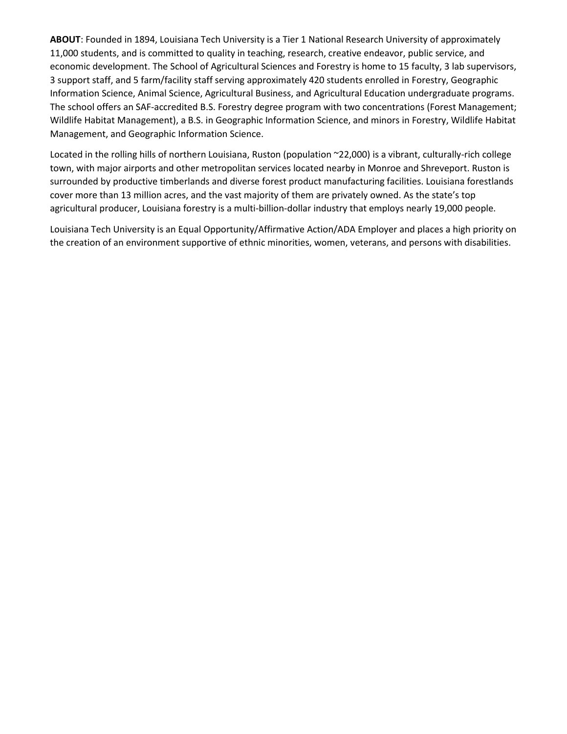**ABOUT**: Founded in 1894, Louisiana Tech University is a Tier 1 National Research University of approximately 11,000 students, and is committed to quality in teaching, research, creative endeavor, public service, and economic development. The School of Agricultural Sciences and Forestry is home to 15 faculty, 3 lab supervisors, 3 support staff, and 5 farm/facility staff serving approximately 420 students enrolled in Forestry, Geographic Information Science, Animal Science, Agricultural Business, and Agricultural Education undergraduate programs. The school offers an SAF-accredited B.S. Forestry degree program with two concentrations (Forest Management; Wildlife Habitat Management), a B.S. in Geographic Information Science, and minors in Forestry, Wildlife Habitat Management, and Geographic Information Science.

Located in the rolling hills of northern Louisiana, Ruston (population ~22,000) is a vibrant, culturally-rich college town, with major airports and other metropolitan services located nearby in Monroe and Shreveport. Ruston is surrounded by productive timberlands and diverse forest product manufacturing facilities. Louisiana forestlands cover more than 13 million acres, and the vast majority of them are privately owned. As the state's top agricultural producer, Louisiana forestry is a multi-billion-dollar industry that employs nearly 19,000 people.

Louisiana Tech University is an Equal Opportunity/Affirmative Action/ADA Employer and places a high priority on the creation of an environment supportive of ethnic minorities, women, veterans, and persons with disabilities.